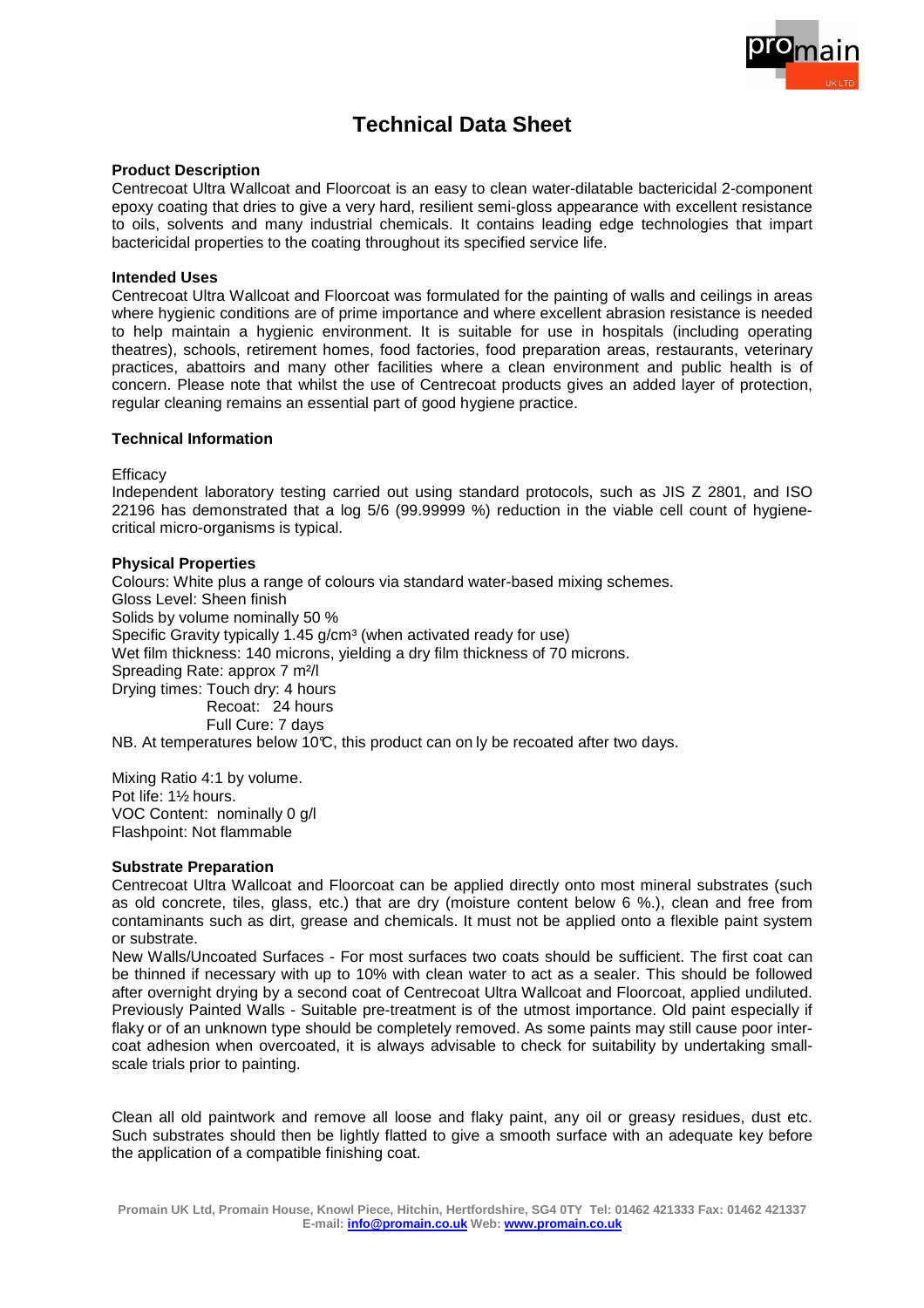# Technical Data Sheet

### Product Description

Centrecoat Ultra Wallcoat and Floorcoat is an easy to clean water-dilatable bactericidal 2-component epoxy coating that dries to give a very hard, resilient semi-gloss appearance with excellent resistance to oils, solvents and many industrial chemicals. It contains leading edge technologies that impart bactericidal properties to the coating throughout its specified service life.

### Intended Uses

Centrecoat Ultra Wallcoat and Floorcoat was formulated for the painting of walls and ceilings in areas where hygienic conditions are of prime importance and where excellent abrasion resistance is needed to help maintain a hygienic environment. It is suitable for use in hospitals (including operating theatres), schools, retirement homes, food factories, food preparation areas, restaurants, veterinary practices, abattoirs and many other facilities where a clean environment and public health is of concern. Please note that whilst the use of Centrecoat products gives an added layer of protection, regular cleaning remains an essential part of good hygiene practice.

### Technical Information

Efficacy

Independent laboratory testing carried out using standard protocols, such as JIS Z 2801, and ISO 22196 has demonstrated that a log 5/6 (99.99999 %) reduction in the viable cell count of hygiene-critical micro-organisms is typical.

### Physical Properties

Colours: White plus a range of colours via standard water-based mixing schemes.
Gloss Level: Sheen finish
Solids by volume nominally 50 %
Specific Gravity typically 1.45 g/cm³ (when activated ready for use)
Wet film thickness: 140 microns, yielding a dry film thickness of 70 microns.
Spreading Rate: approx 7 m²/l
Drying times: Touch dry: 4 hours
Recoat: 24 hours
Full Cure: 7 days
NB. At temperatures below 10℃, this product can on ly be recoated after two days.

Mixing Ratio 4:1 by volume.
Pot life: 1½ hours.
VOC Content: nominally 0 g/l
Flashpoint: Not flammable

### Substrate Preparation

Centrecoat Ultra Wallcoat and Floorcoat can be applied directly onto most mineral substrates (such as old concrete, tiles, glass, etc.) that are dry (moisture content below 6 %.), clean and free from contaminants such as dirt, grease and chemicals. It must not be applied onto a flexible paint system or substrate.
New Walls/Uncoated Surfaces - For most surfaces two coats should be sufficient. The first coat can be thinned if necessary with up to 10% with clean water to act as a sealer. This should be followed after overnight drying by a second coat of Centrecoat Ultra Wallcoat and Floorcoat, applied undiluted.
Previously Painted Walls - Suitable pre-treatment is of the utmost importance. Old paint especially if flaky or of an unknown type should be completely removed. As some paints may still cause poor inter-coat adhesion when overcoated, it is always advisable to check for suitability by undertaking small-scale trials prior to painting.

Clean all old paintwork and remove all loose and flaky paint, any oil or greasy residues, dust etc. Such substrates should then be lightly flatted to give a smooth surface with an adequate key before the application of a compatible finishing coat.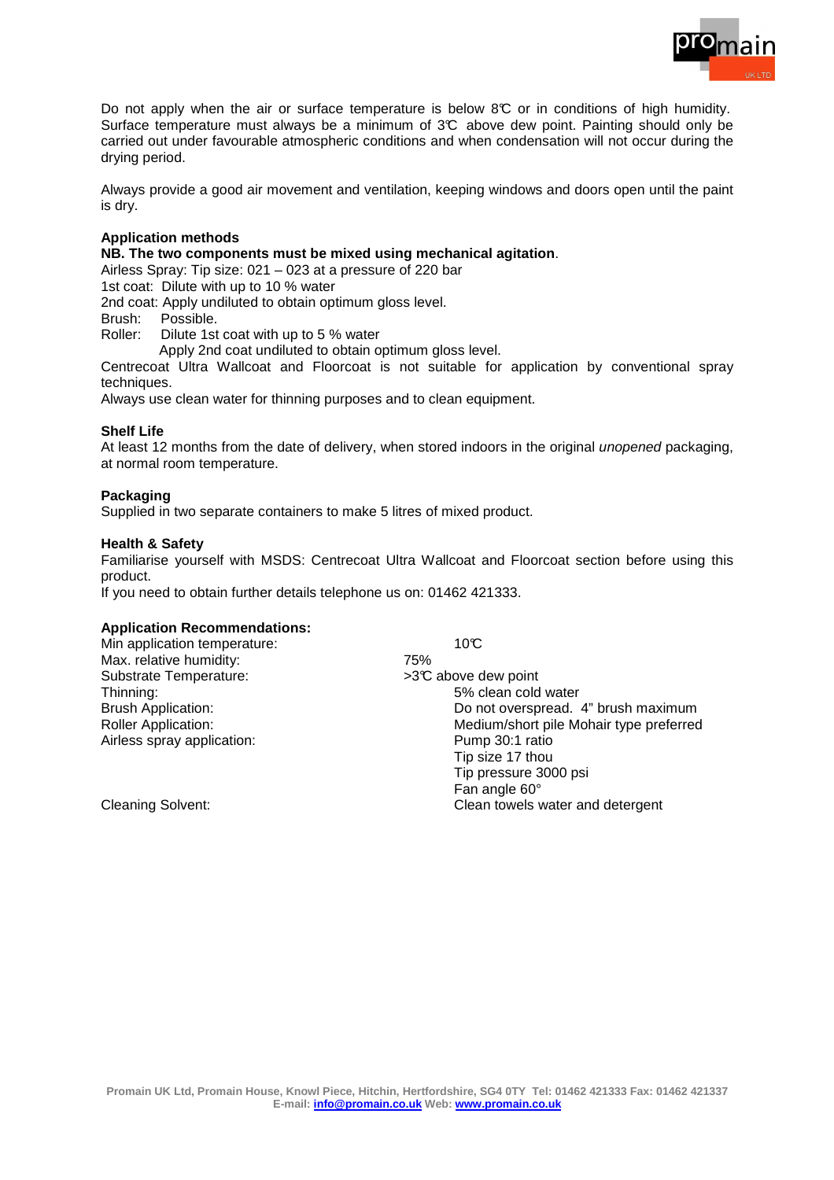Do not apply when the air or surface temperature is below 8℃ or in conditions of high humidity. Surface temperature must always be a minimum of 3℃ above dew point. Painting should only be carried out under favourable atmospheric conditions and when condensation will not occur during the drying period.

Always provide a good air movement and ventilation, keeping windows and doors open until the paint is dry.

**Application methods**

**NB. The two components must be mixed using mechanical agitation**.

Airless Spray: Tip size: 021 – 023 at a pressure of 220 bar

1st coat: Dilute with up to 10 % water

2nd coat: Apply undiluted to obtain optimum gloss level.

Brush: Possible.

Roller: Dilute 1st coat with up to 5 % water

Apply 2nd coat undiluted to obtain optimum gloss level.

Centrecoat Ultra Wallcoat and Floorcoat is not suitable for application by conventional spray techniques.

Always use clean water for thinning purposes and to clean equipment.

**Shelf Life**

At least 12 months from the date of delivery, when stored indoors in the original *unopened* packaging, at normal room temperature.

**Packaging**

Supplied in two separate containers to make 5 litres of mixed product.

**Health & Safety**

Familiarise yourself with MSDS: Centrecoat Ultra Wallcoat and Floorcoat section before using this product.

If you need to obtain further details telephone us on: 01462 421333.

**Application Recommendations:**

| | |
|---|---|
| Min application temperature: | 10℃ |
| Max. relative humidity: | 75% |
| Substrate Temperature: | >3℃ above dew point |
| Thinning: | 5% clean cold water |
| Brush Application: | Do not overspread. 4" brush maximum |
| Roller Application: | Medium/short pile Mohair type preferred |
| Airless spray application: | Pump 30:1 ratio<br>Tip size 17 thou<br>Tip pressure 3000 psi<br>Fan angle 60° |
| Cleaning Solvent: | Clean towels water and detergent |